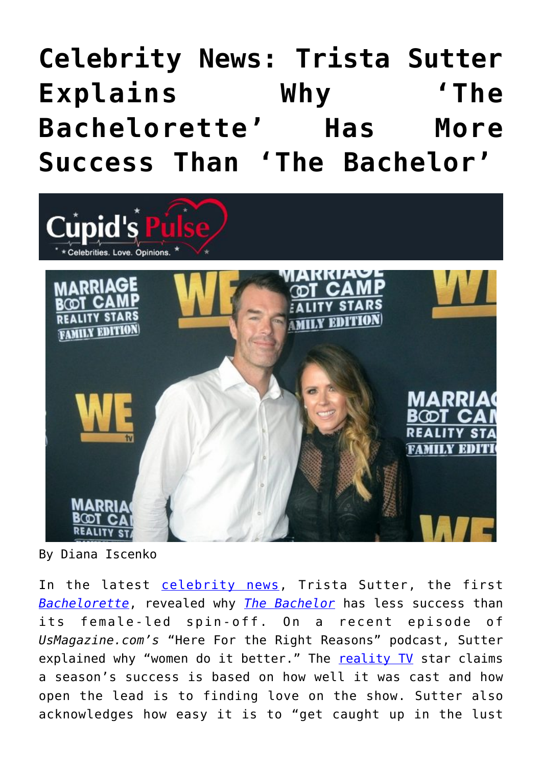# Celebrity News: Trista Sutter Explains Why 'The Bachelorette' Has More Success Than 'The Bachelor'

By Diana Iscenko

In the latest celebrity news, Trista Sutter, the first *Bachelorette*, revealed why *The Bachelor* has less success than its female-led spin-off. On a recent episode of *UsMagazine.com's* "Here For the Right Reasons" podcast, Sutter explained why "women do it better." The reality TV star claims a season's success is based on how well it was cast and how open the lead is to finding love on the show. Sutter also acknowledges how easy it is to "get caught up in the lust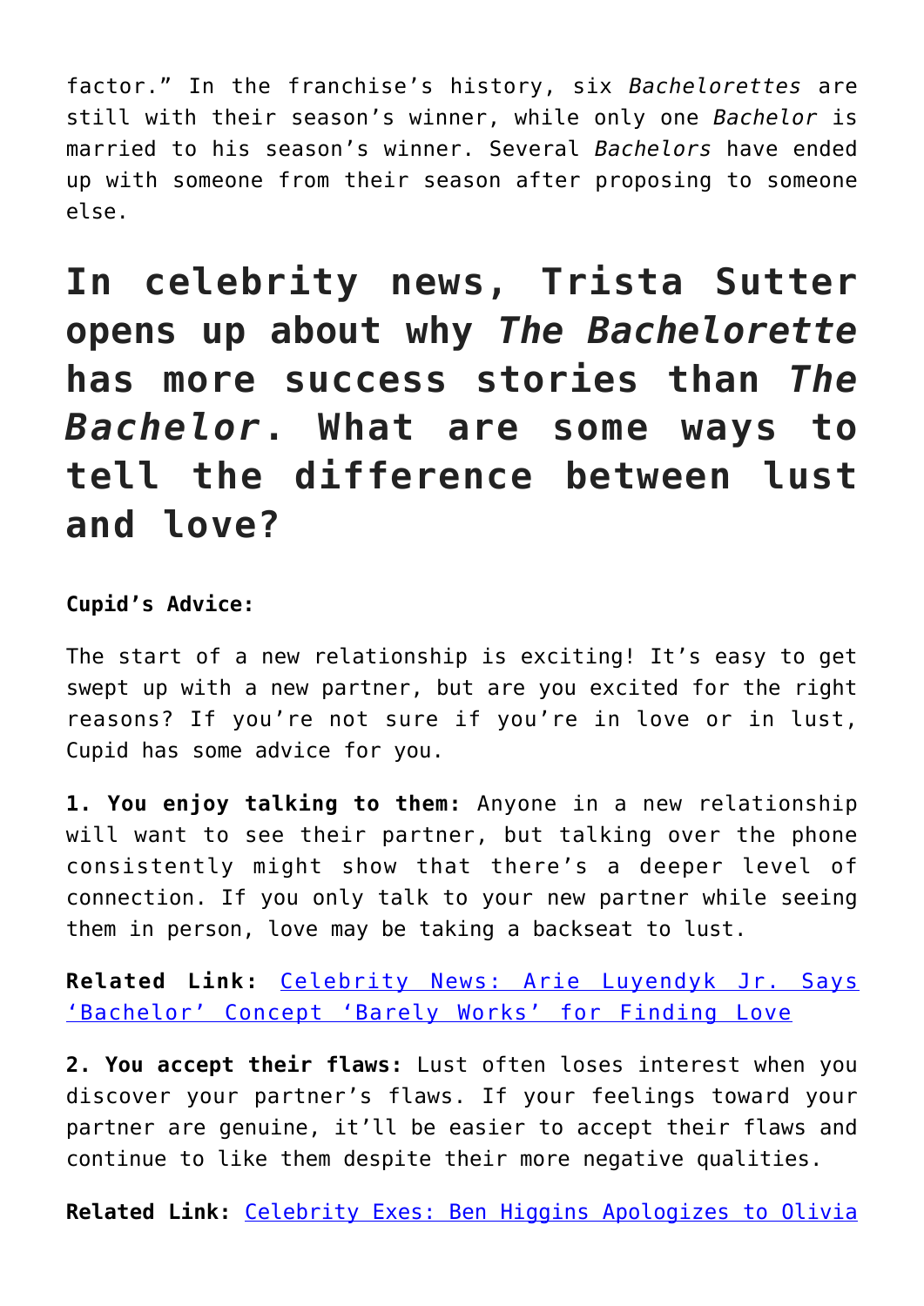factor." In the franchise's history, six *Bachelorettes* are still with their season's winner, while only one *Bachelor* is married to his season's winner. Several *Bachelors* have ended up with someone from their season after proposing to someone else.

# In celebrity news, Trista Sutter opens up about why *The Bachelorette* has more success stories than *The Bachelor*. What are some ways to tell the difference between lust and love?

**Cupid's Advice:**

The start of a new relationship is exciting! It's easy to get swept up with a new partner, but are you excited for the right reasons? If you're not sure if you're in love or in lust, Cupid has some advice for you.

**1. You enjoy talking to them:** Anyone in a new relationship will want to see their partner, but talking over the phone consistently might show that there's a deeper level of connection. If you only talk to your new partner while seeing them in person, love may be taking a backseat to lust.

**Related Link:** Celebrity News: Arie Luyendyk Jr. Says 'Bachelor' Concept 'Barely Works' for Finding Love

**2. You accept their flaws:** Lust often loses interest when you discover your partner's flaws. If your feelings toward your partner are genuine, it'll be easier to accept their flaws and continue to like them despite their more negative qualities.

**Related Link:** Celebrity Exes: Ben Higgins Apologizes to Olivia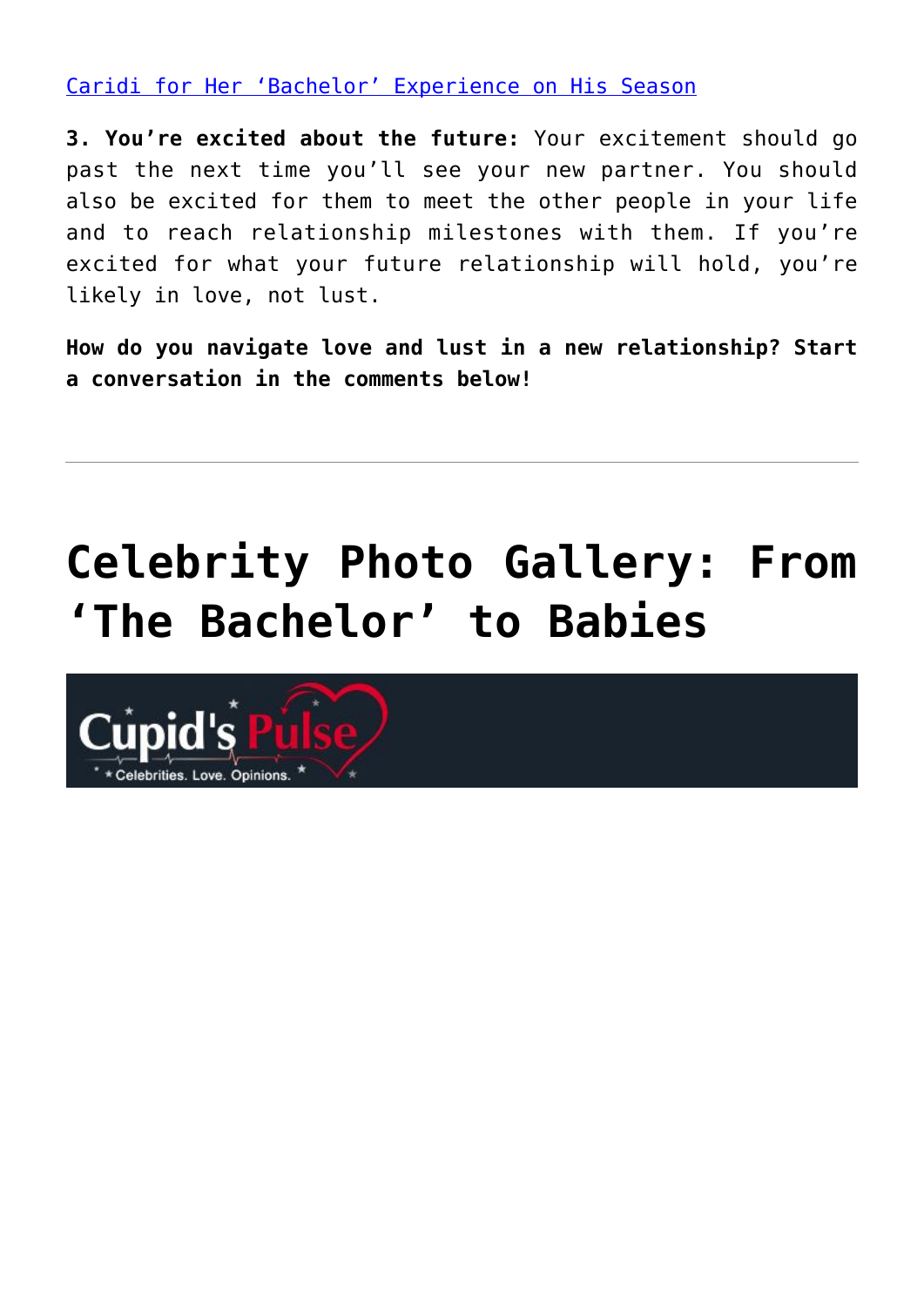[Caridi for Her 'Bachelor' Experience on His Season]

**3. You're excited about the future:** Your excitement should go past the next time you'll see your new partner. You should also be excited for them to meet the other people in your life and to reach relationship milestones with them. If you're excited for what your future relationship will hold, you're likely in love, not lust.

**How do you navigate love and lust in a new relationship? Start a conversation in the comments below!**

---

# Celebrity Photo Gallery: From 'The Bachelor' to Babies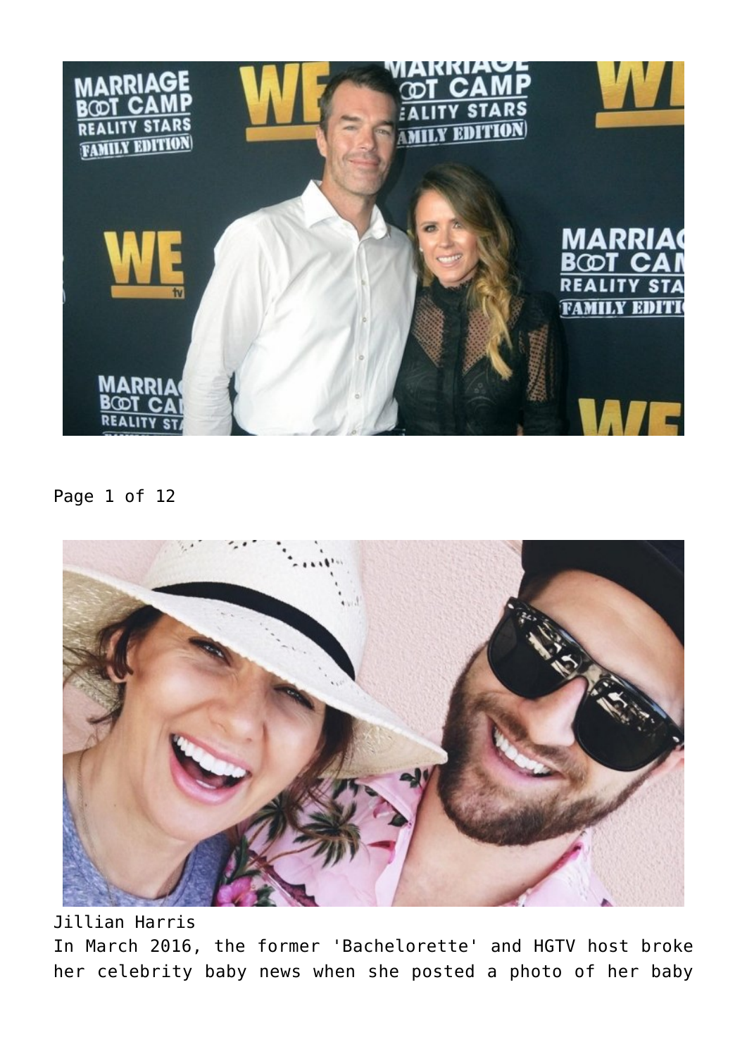Page 1 of 12

Jillian Harris
In March 2016, the former 'Bachelorette' and HGTV host broke her celebrity baby news when she posted a photo of her baby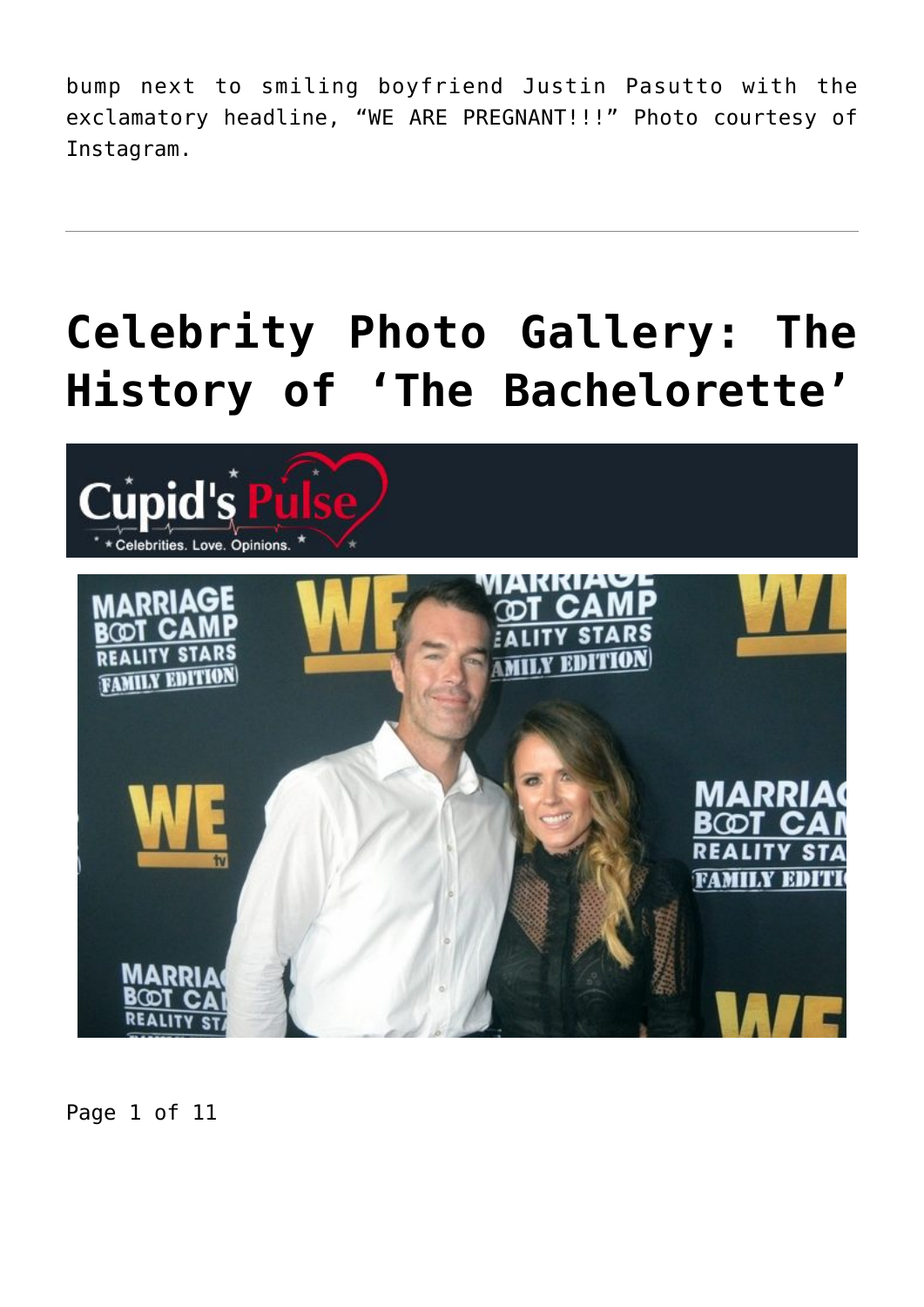bump next to smiling boyfriend Justin Pasutto with the exclamatory headline, "WE ARE PREGNANT!!!" Photo courtesy of Instagram.

---

# Celebrity Photo Gallery: The History of 'The Bachelorette'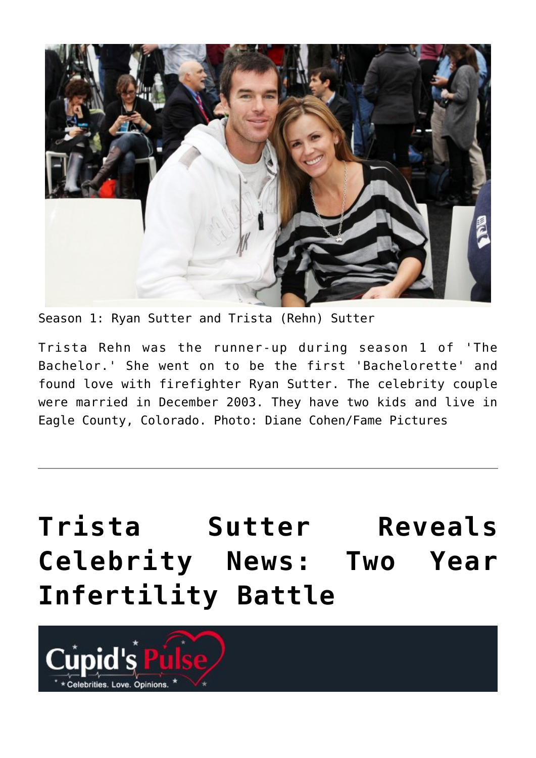Season 1: Ryan Sutter and Trista (Rehn) Sutter

Trista Rehn was the runner-up during season 1 of 'The Bachelor.' She went on to be the first 'Bachelorette' and found love with firefighter Ryan Sutter. The celebrity couple were married in December 2003. They have two kids and live in Eagle County, Colorado. Photo: Diane Cohen/Fame Pictures

---

# Trista Sutter Reveals Celebrity News: Two Year Infertility Battle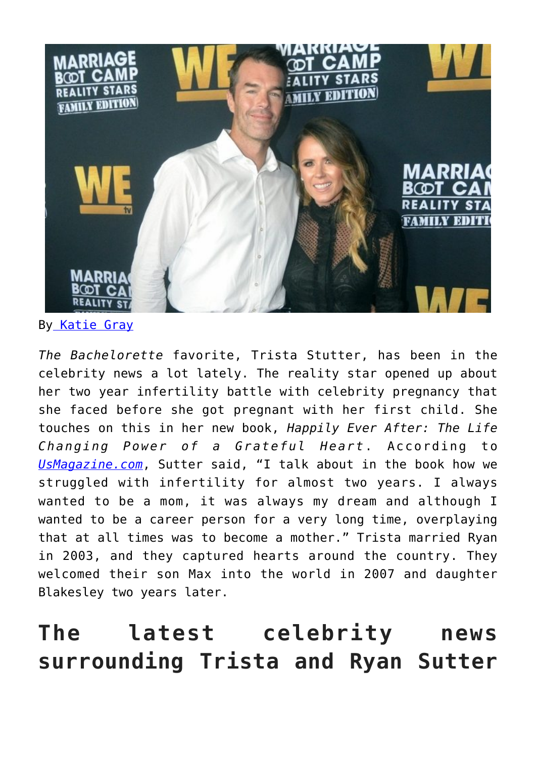By [Katie Gray]

*The Bachelorette* favorite, Trista Stutter, has been in the celebrity news a lot lately. The reality star opened up about her two year infertility battle with celebrity pregnancy that she faced before she got pregnant with her first child. She touches on this in her new book, *Happily Ever After: The Life Changing Power of a Grateful Heart*. According to *UsMagazine.com*, Sutter said, "I talk about in the book how we struggled with infertility for almost two years. I always wanted to be a mom, it was always my dream and although I wanted to be a career person for a very long time, overplaying that at all times was to become a mother." Trista married Ryan in 2003, and they captured hearts around the country. They welcomed their son Max into the world in 2007 and daughter Blakesley two years later.

## The latest celebrity news surrounding Trista and Ryan Sutter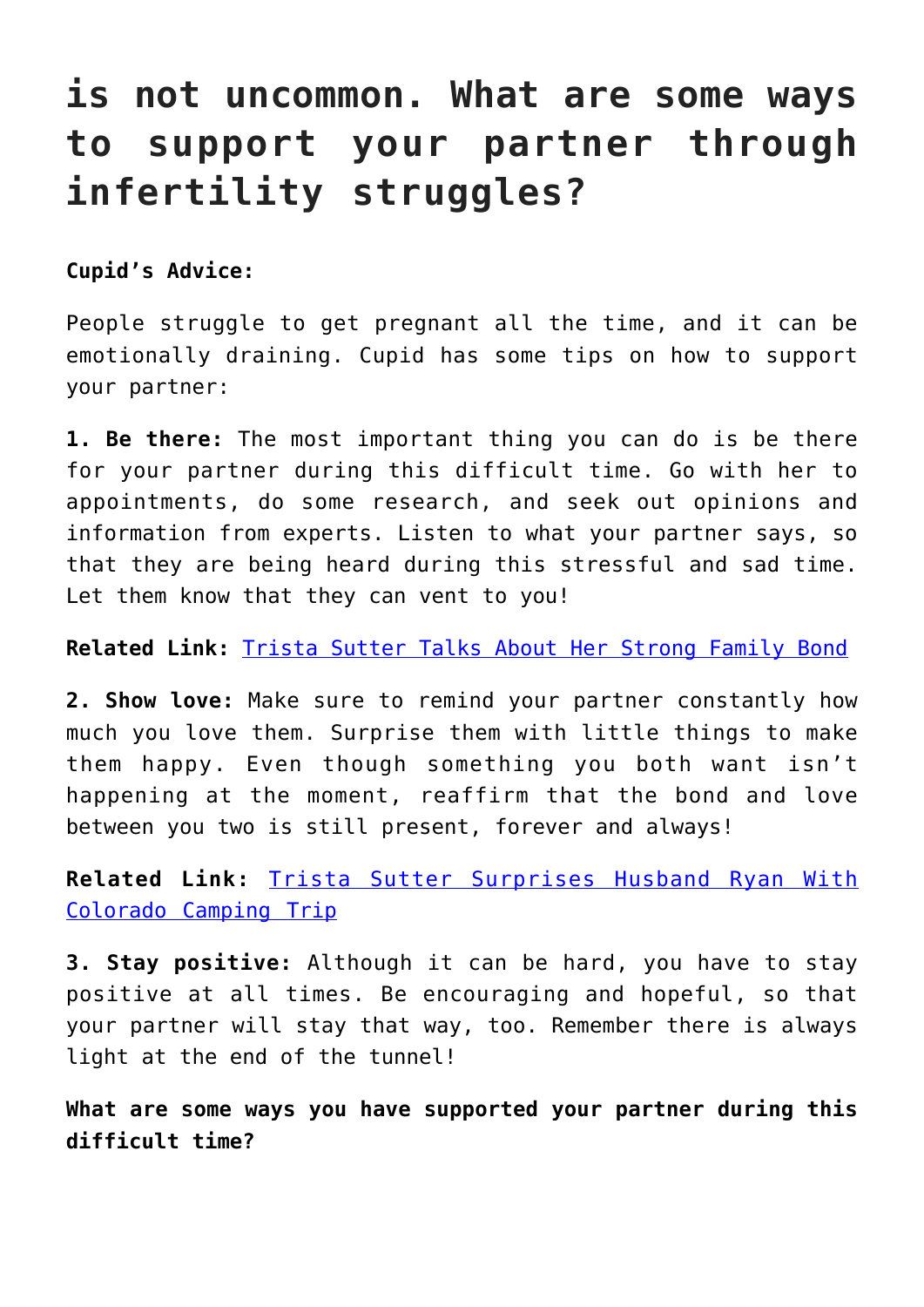# is not uncommon. What are some ways to support your partner through infertility struggles?

**Cupid's Advice:**

People struggle to get pregnant all the time, and it can be emotionally draining. Cupid has some tips on how to support your partner:

**1. Be there:** The most important thing you can do is be there for your partner during this difficult time. Go with her to appointments, do some research, and seek out opinions and information from experts. Listen to what your partner says, so that they are being heard during this stressful and sad time. Let them know that they can vent to you!

**Related Link:** Trista Sutter Talks About Her Strong Family Bond

**2. Show love:** Make sure to remind your partner constantly how much you love them. Surprise them with little things to make them happy. Even though something you both want isn't happening at the moment, reaffirm that the bond and love between you two is still present, forever and always!

**Related Link:** Trista Sutter Surprises Husband Ryan With Colorado Camping Trip

**3. Stay positive:** Although it can be hard, you have to stay positive at all times. Be encouraging and hopeful, so that your partner will stay that way, too. Remember there is always light at the end of the tunnel!

**What are some ways you have supported your partner during this difficult time?**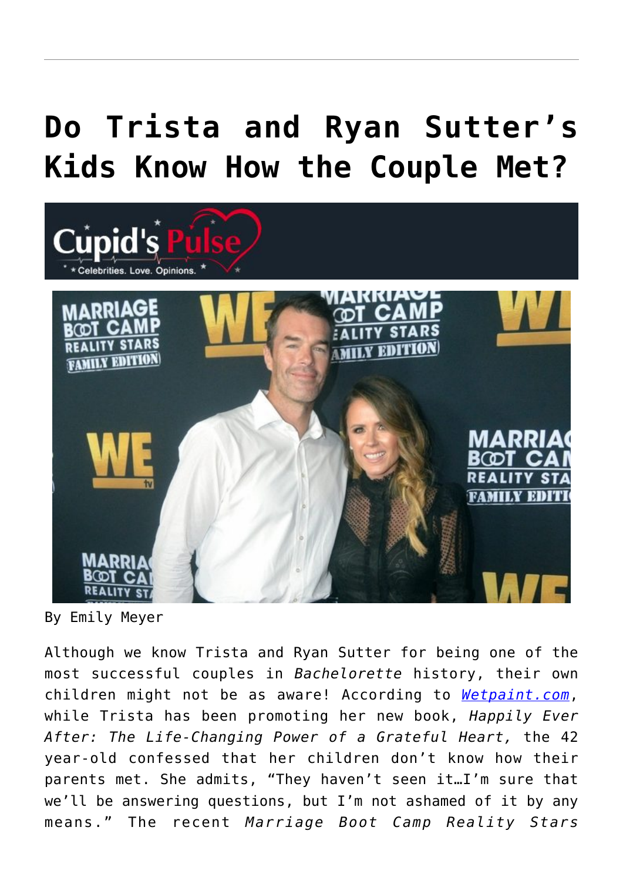# Do Trista and Ryan Sutter's Kids Know How the Couple Met?

By Emily Meyer

Although we know Trista and Ryan Sutter for being one of the most successful couples in *Bachelorette* history, their own children might not be as aware! According to [Wetpaint.com](Wetpaint.com), while Trista has been promoting her new book, *Happily Ever After: The Life-Changing Power of a Grateful Heart,* the 42 year-old confessed that her children don't know how their parents met. She admits, "They haven't seen it…I'm sure that we'll be answering questions, but I'm not ashamed of it by any means." The recent *Marriage Boot Camp Reality Stars*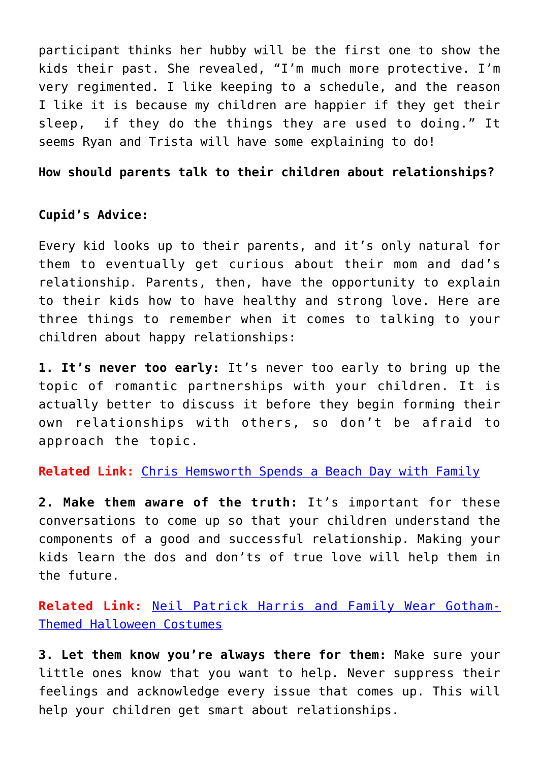participant thinks her hubby will be the first one to show the kids their past. She revealed, "I'm much more protective. I'm very regimented. I like keeping to a schedule, and the reason I like it is because my children are happier if they get their sleep,  if they do the things they are used to doing." It seems Ryan and Trista will have some explaining to do!

**How should parents talk to their children about relationships?**

**Cupid's Advice:**

Every kid looks up to their parents, and it's only natural for them to eventually get curious about their mom and dad's relationship. Parents, then, have the opportunity to explain to their kids how to have healthy and strong love. Here are three things to remember when it comes to talking to your children about happy relationships:

**1. It's never too early:** It's never too early to bring up the topic of romantic partnerships with your children. It is actually better to discuss it before they begin forming their own relationships with others, so don't be afraid to approach the topic.

**Related Link:** Chris Hemsworth Spends a Beach Day with Family

**2. Make them aware of the truth:** It's important for these conversations to come up so that your children understand the components of a good and successful relationship. Making your kids learn the dos and don'ts of true love will help them in the future.

**Related Link:** Neil Patrick Harris and Family Wear Gotham-Themed Halloween Costumes

**3. Let them know you're always there for them:** Make sure your little ones know that you want to help. Never suppress their feelings and acknowledge every issue that comes up. This will help your children get smart about relationships.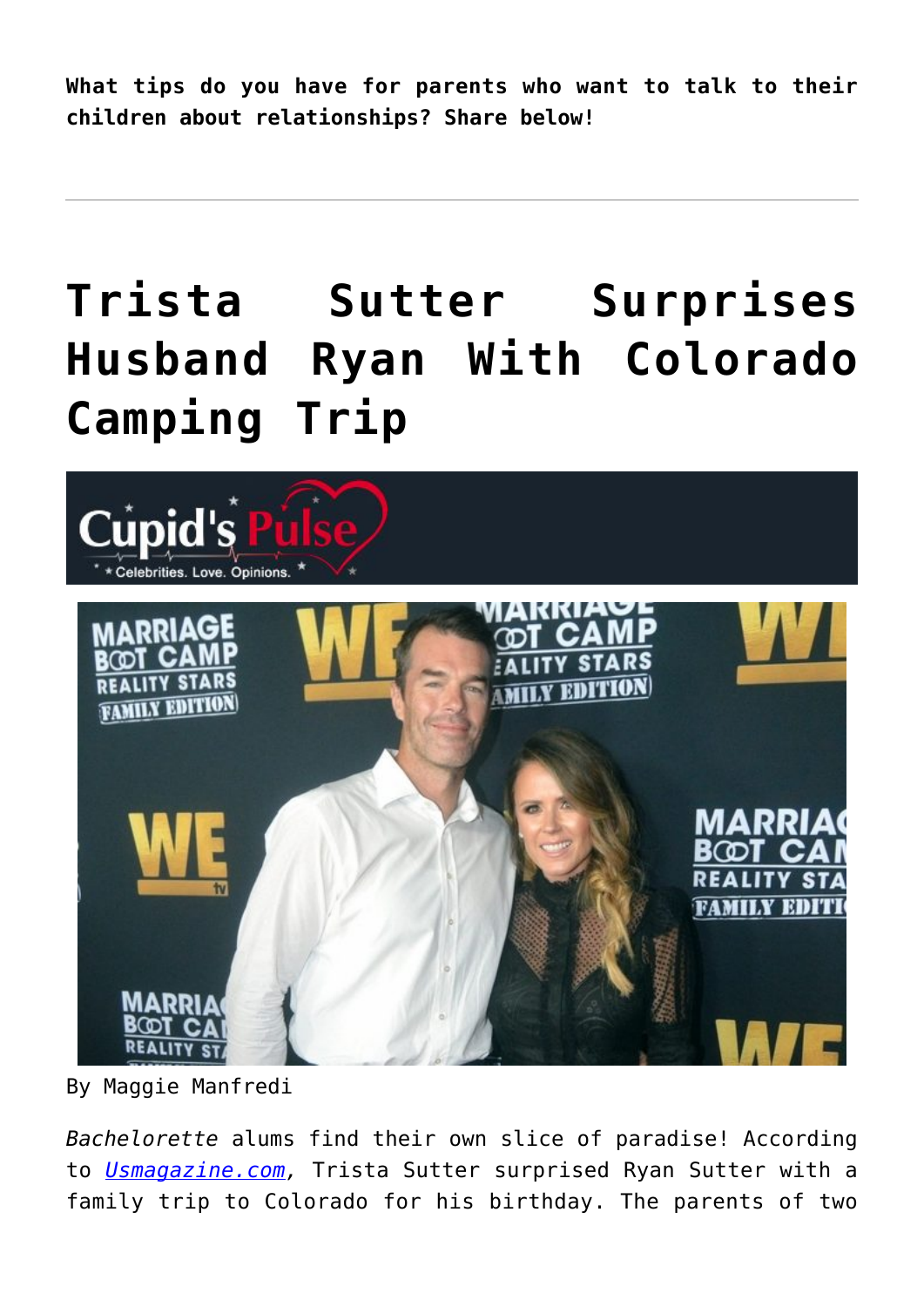**What tips do you have for parents who want to talk to their children about relationships? Share below!**

---

# Trista Sutter Surprises Husband Ryan With Colorado Camping Trip

By Maggie Manfredi

*Bachelorette* alums find their own slice of paradise! According to *Usmagazine.com*, Trista Sutter surprised Ryan Sutter with a family trip to Colorado for his birthday. The parents of two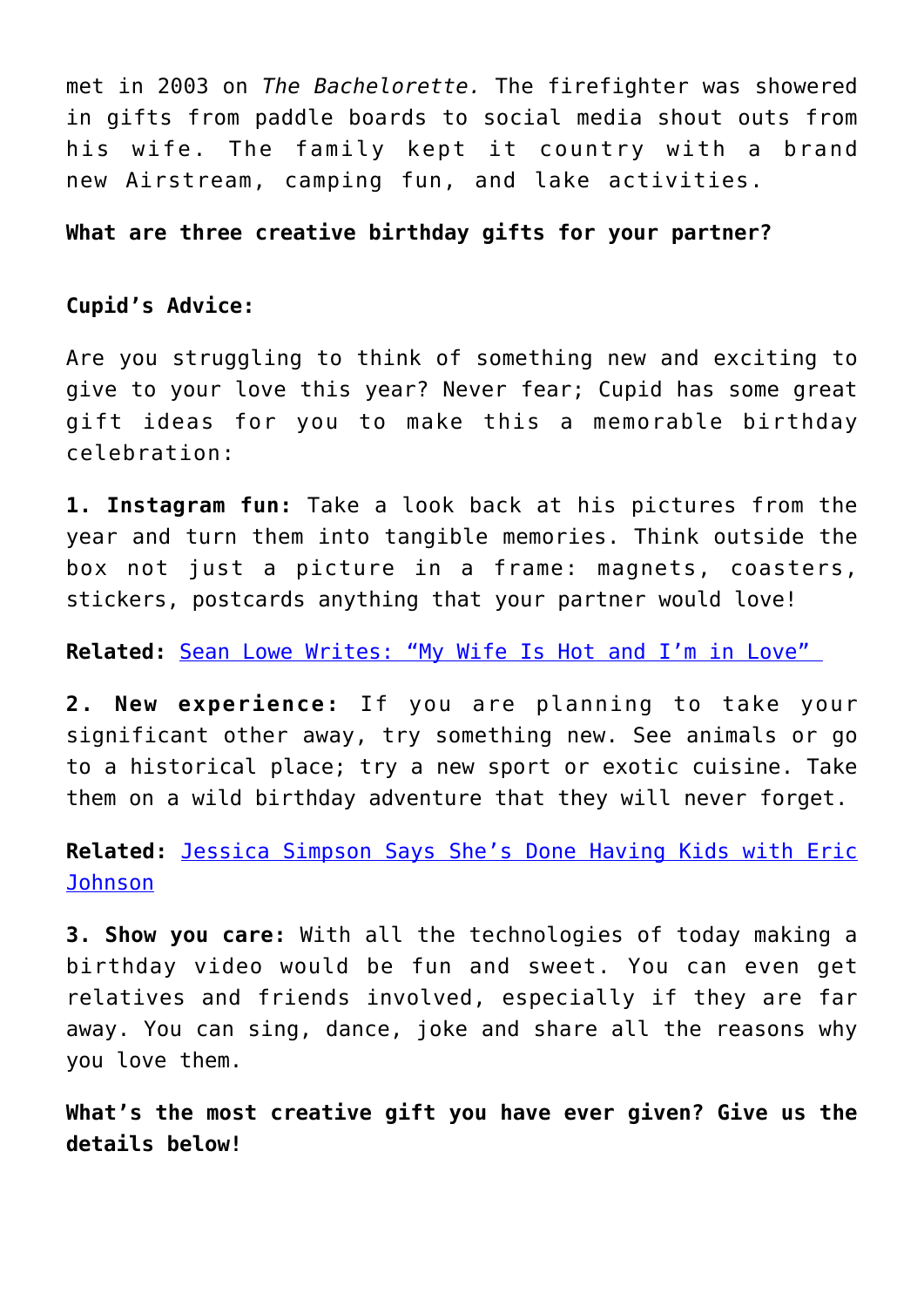met in 2003 on *The Bachelorette.* The firefighter was showered in gifts from paddle boards to social media shout outs from his wife. The family kept it country with a brand new Airstream, camping fun, and lake activities.

**What are three creative birthday gifts for your partner?**

**Cupid's Advice:**

Are you struggling to think of something new and exciting to give to your love this year? Never fear; Cupid has some great gift ideas for you to make this a memorable birthday celebration:

**1. Instagram fun:** Take a look back at his pictures from the year and turn them into tangible memories. Think outside the box not just a picture in a frame: magnets, coasters, stickers, postcards anything that your partner would love!

**Related:** Sean Lowe Writes: "My Wife Is Hot and I'm in Love"

**2. New experience:** If you are planning to take your significant other away, try something new. See animals or go to a historical place; try a new sport or exotic cuisine. Take them on a wild birthday adventure that they will never forget.

**Related:** Jessica Simpson Says She's Done Having Kids with Eric Johnson

**3. Show you care:** With all the technologies of today making a birthday video would be fun and sweet. You can even get relatives and friends involved, especially if they are far away. You can sing, dance, joke and share all the reasons why you love them.

**What's the most creative gift you have ever given? Give us the details below!**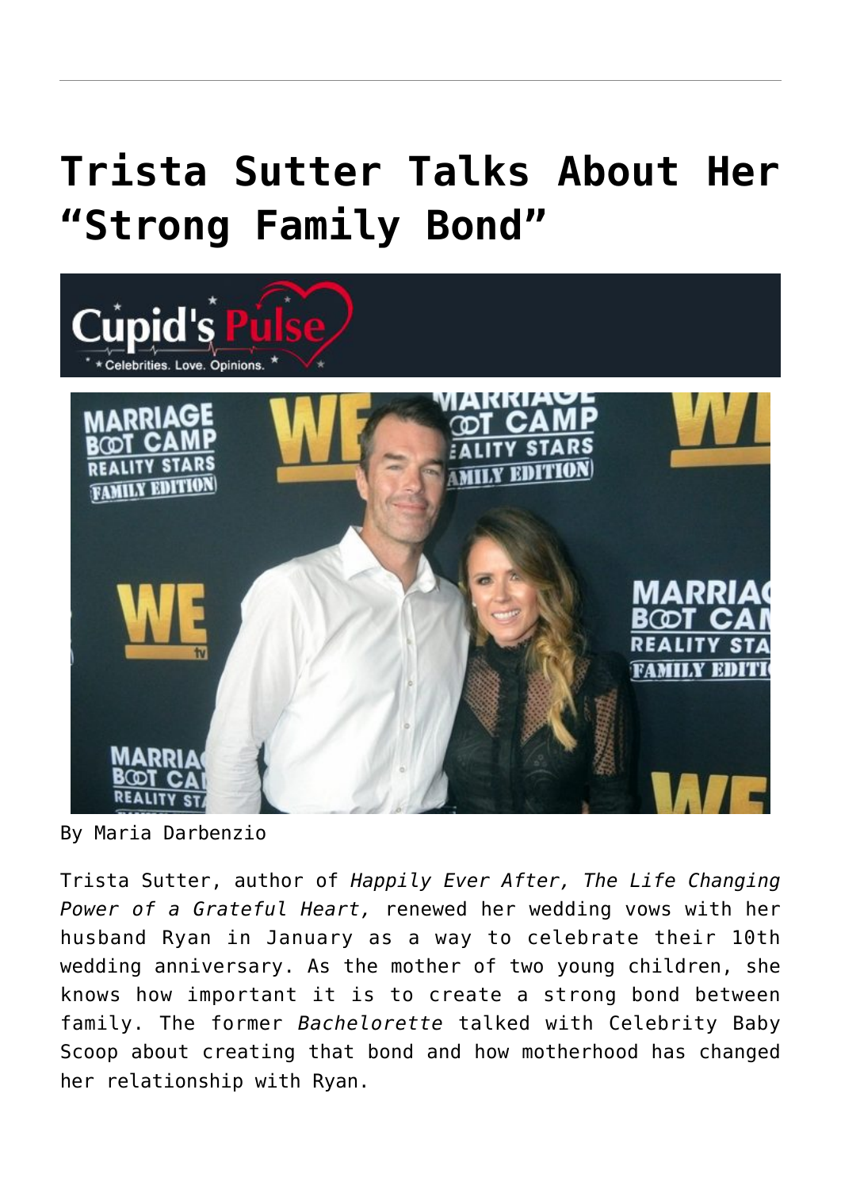# Trista Sutter Talks About Her "Strong Family Bond"

By Maria Darbenzio

Trista Sutter, author of *Happily Ever After, The Life Changing Power of a Grateful Heart,* renewed her wedding vows with her husband Ryan in January as a way to celebrate their 10th wedding anniversary. As the mother of two young children, she knows how important it is to create a strong bond between family. The former *Bachelorette* talked with Celebrity Baby Scoop about creating that bond and how motherhood has changed her relationship with Ryan.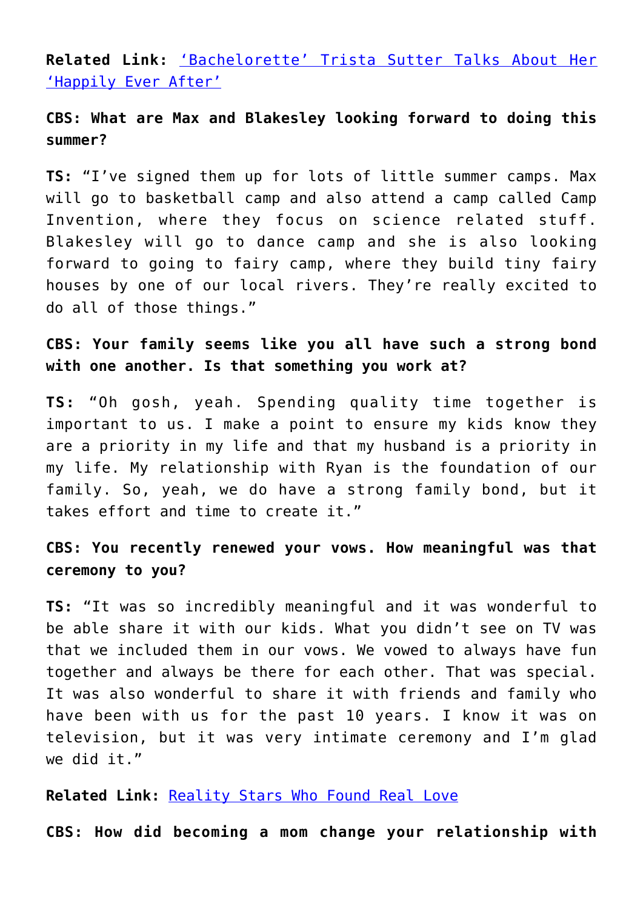**Related Link:** ['Bachelorette' Trista Sutter Talks About Her 'Happily Ever After'](#)

**CBS: What are Max and Blakesley looking forward to doing this summer?**

**TS:** "I've signed them up for lots of little summer camps. Max will go to basketball camp and also attend a camp called Camp Invention, where they focus on science related stuff. Blakesley will go to dance camp and she is also looking forward to going to fairy camp, where they build tiny fairy houses by one of our local rivers. They're really excited to do all of those things."

**CBS: Your family seems like you all have such a strong bond with one another. Is that something you work at?**

**TS:** "Oh gosh, yeah. Spending quality time together is important to us. I make a point to ensure my kids know they are a priority in my life and that my husband is a priority in my life. My relationship with Ryan is the foundation of our family. So, yeah, we do have a strong family bond, but it takes effort and time to create it."

**CBS: You recently renewed your vows. How meaningful was that ceremony to you?**

**TS:** "It was so incredibly meaningful and it was wonderful to be able share it with our kids. What you didn't see on TV was that we included them in our vows. We vowed to always have fun together and always be there for each other. That was special. It was also wonderful to share it with friends and family who have been with us for the past 10 years. I know it was on television, but it was very intimate ceremony and I'm glad we did it."

**Related Link:** [Reality Stars Who Found Real Love](#)

**CBS: How did becoming a mom change your relationship with**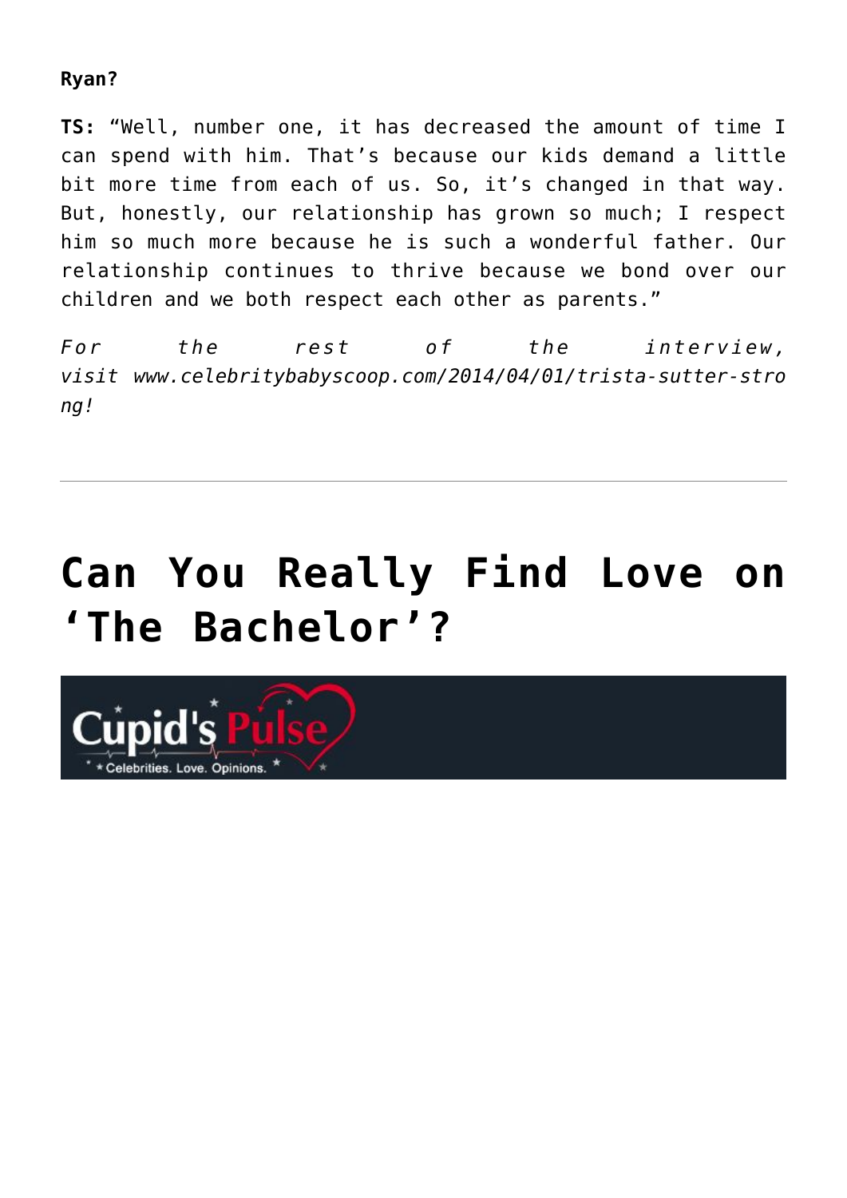**Ryan?**

**TS:** "Well, number one, it has decreased the amount of time I can spend with him. That's because our kids demand a little bit more time from each of us. So, it's changed in that way. But, honestly, our relationship has grown so much; I respect him so much more because he is such a wonderful father. Our relationship continues to thrive because we bond over our children and we both respect each other as parents."

*For the rest of the interview, visit www.celebritybabyscoop.com/2014/04/01/trista-sutter-strong!*

---

# Can You Really Find Love on 'The Bachelor'?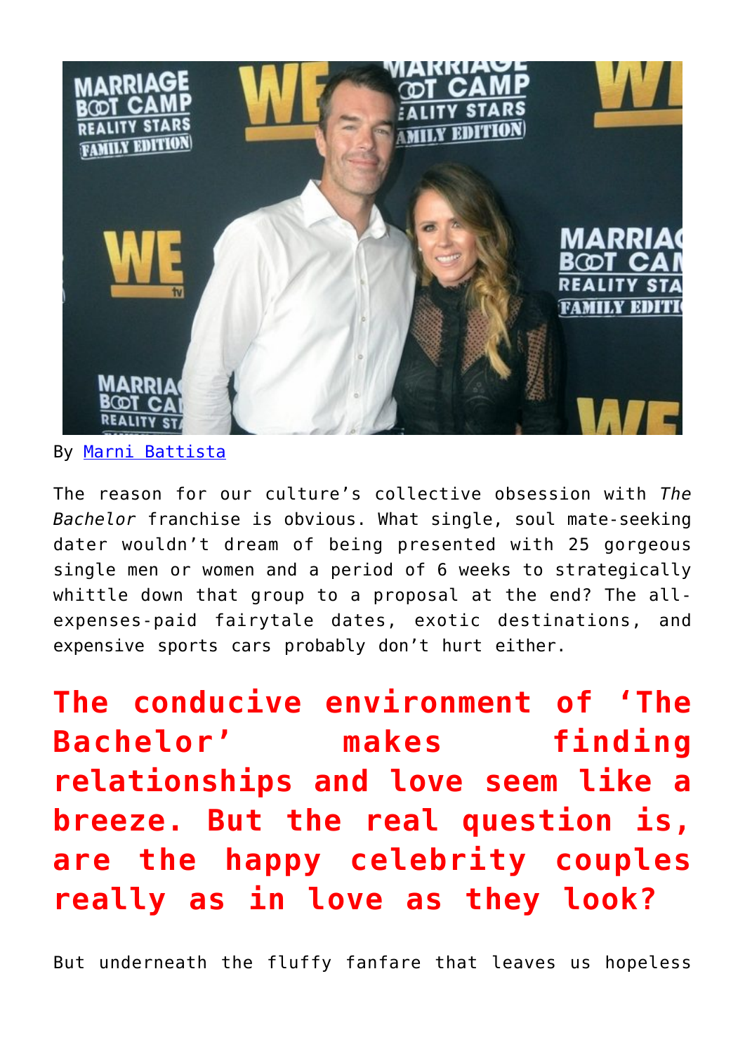By [Marni Battista](#)

The reason for our culture's collective obsession with *The Bachelor* franchise is obvious. What single, soul mate-seeking dater wouldn't dream of being presented with 25 gorgeous single men or women and a period of 6 weeks to strategically whittle down that group to a proposal at the end? The all-expenses-paid fairytale dates, exotic destinations, and expensive sports cars probably don't hurt either.

## The conducive environment of 'The Bachelor' makes finding relationships and love seem like a breeze. But the real question is, are the happy celebrity couples really as in love as they look?

But underneath the fluffy fanfare that leaves us hopeless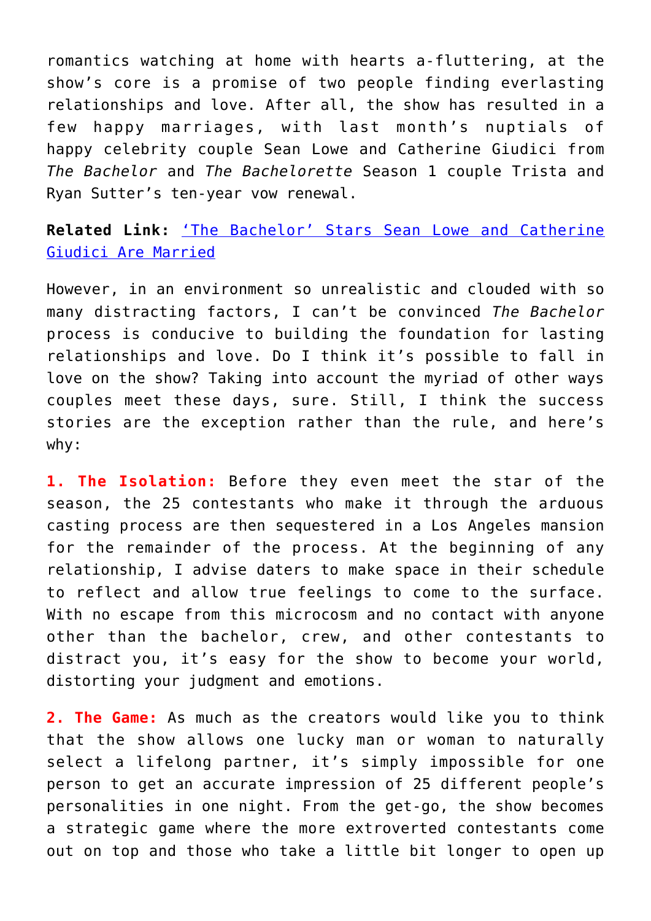romantics watching at home with hearts a-fluttering, at the show's core is a promise of two people finding everlasting relationships and love. After all, the show has resulted in a few happy marriages, with last month's nuptials of happy celebrity couple Sean Lowe and Catherine Giudici from *The Bachelor* and *The Bachelorette* Season 1 couple Trista and Ryan Sutter's ten-year vow renewal.

**Related Link:** ['The Bachelor' Stars Sean Lowe and Catherine Giudici Are Married]()

However, in an environment so unrealistic and clouded with so many distracting factors, I can't be convinced *The Bachelor* process is conducive to building the foundation for lasting relationships and love. Do I think it's possible to fall in love on the show? Taking into account the myriad of other ways couples meet these days, sure. Still, I think the success stories are the exception rather than the rule, and here's why:

**1. The Isolation:** Before they even meet the star of the season, the 25 contestants who make it through the arduous casting process are then sequestered in a Los Angeles mansion for the remainder of the process. At the beginning of any relationship, I advise daters to make space in their schedule to reflect and allow true feelings to come to the surface. With no escape from this microcosm and no contact with anyone other than the bachelor, crew, and other contestants to distract you, it's easy for the show to become your world, distorting your judgment and emotions.

**2. The Game:** As much as the creators would like you to think that the show allows one lucky man or woman to naturally select a lifelong partner, it's simply impossible for one person to get an accurate impression of 25 different people's personalities in one night. From the get-go, the show becomes a strategic game where the more extroverted contestants come out on top and those who take a little bit longer to open up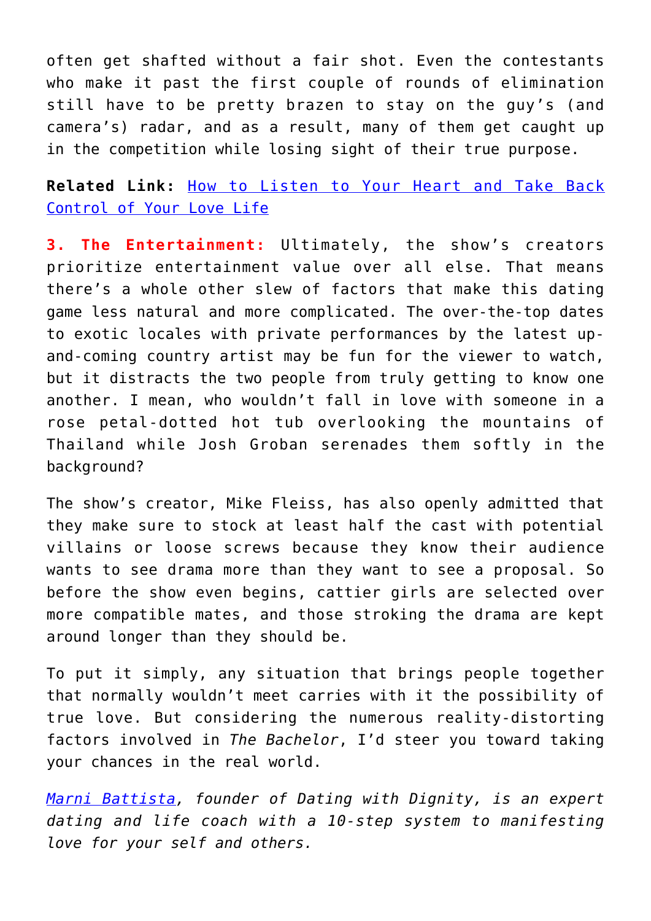often get shafted without a fair shot. Even the contestants who make it past the first couple of rounds of elimination still have to be pretty brazen to stay on the guy's (and camera's) radar, and as a result, many of them get caught up in the competition while losing sight of their true purpose.

**Related Link:** [How to Listen to Your Heart and Take Back Control of Your Love Life]()

**3. The Entertainment:** Ultimately, the show's creators prioritize entertainment value over all else. That means there's a whole other slew of factors that make this dating game less natural and more complicated. The over-the-top dates to exotic locales with private performances by the latest up-and-coming country artist may be fun for the viewer to watch, but it distracts the two people from truly getting to know one another. I mean, who wouldn't fall in love with someone in a rose petal-dotted hot tub overlooking the mountains of Thailand while Josh Groban serenades them softly in the background?

The show's creator, Mike Fleiss, has also openly admitted that they make sure to stock at least half the cast with potential villains or loose screws because they know their audience wants to see drama more than they want to see a proposal. So before the show even begins, cattier girls are selected over more compatible mates, and those stroking the drama are kept around longer than they should be.

To put it simply, any situation that brings people together that normally wouldn't meet carries with it the possibility of true love. But considering the numerous reality-distorting factors involved in *The Bachelor*, I'd steer you toward taking your chances in the real world.

*[Marni Battista](), founder of Dating with Dignity, is an expert dating and life coach with a 10-step system to manifesting love for your self and others.*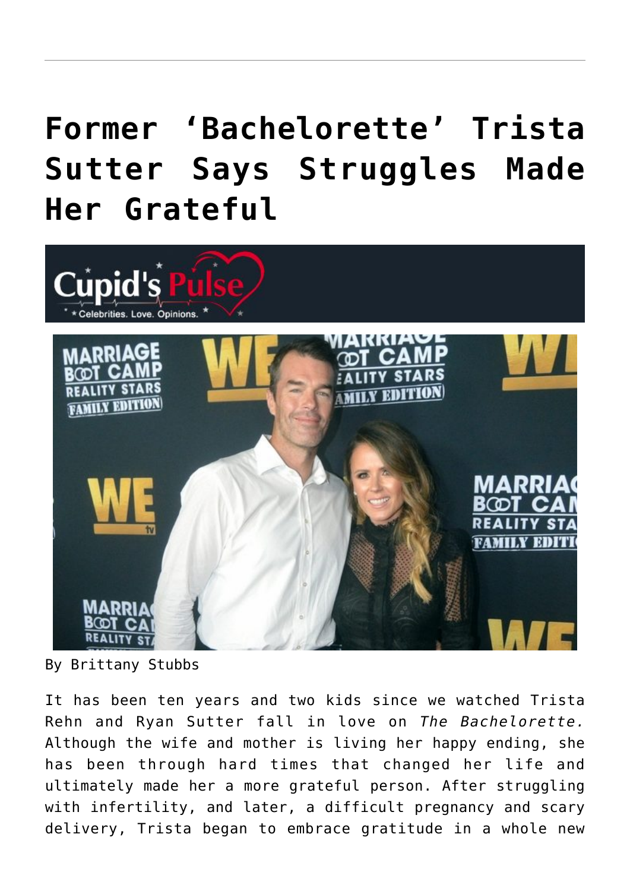# Former 'Bachelorette' Trista Sutter Says Struggles Made Her Grateful

By Brittany Stubbs

It has been ten years and two kids since we watched Trista Rehn and Ryan Sutter fall in love on *The Bachelorette.* Although the wife and mother is living her happy ending, she has been through hard times that changed her life and ultimately made her a more grateful person. After struggling with infertility, and later, a difficult pregnancy and scary delivery, Trista began to embrace gratitude in a whole new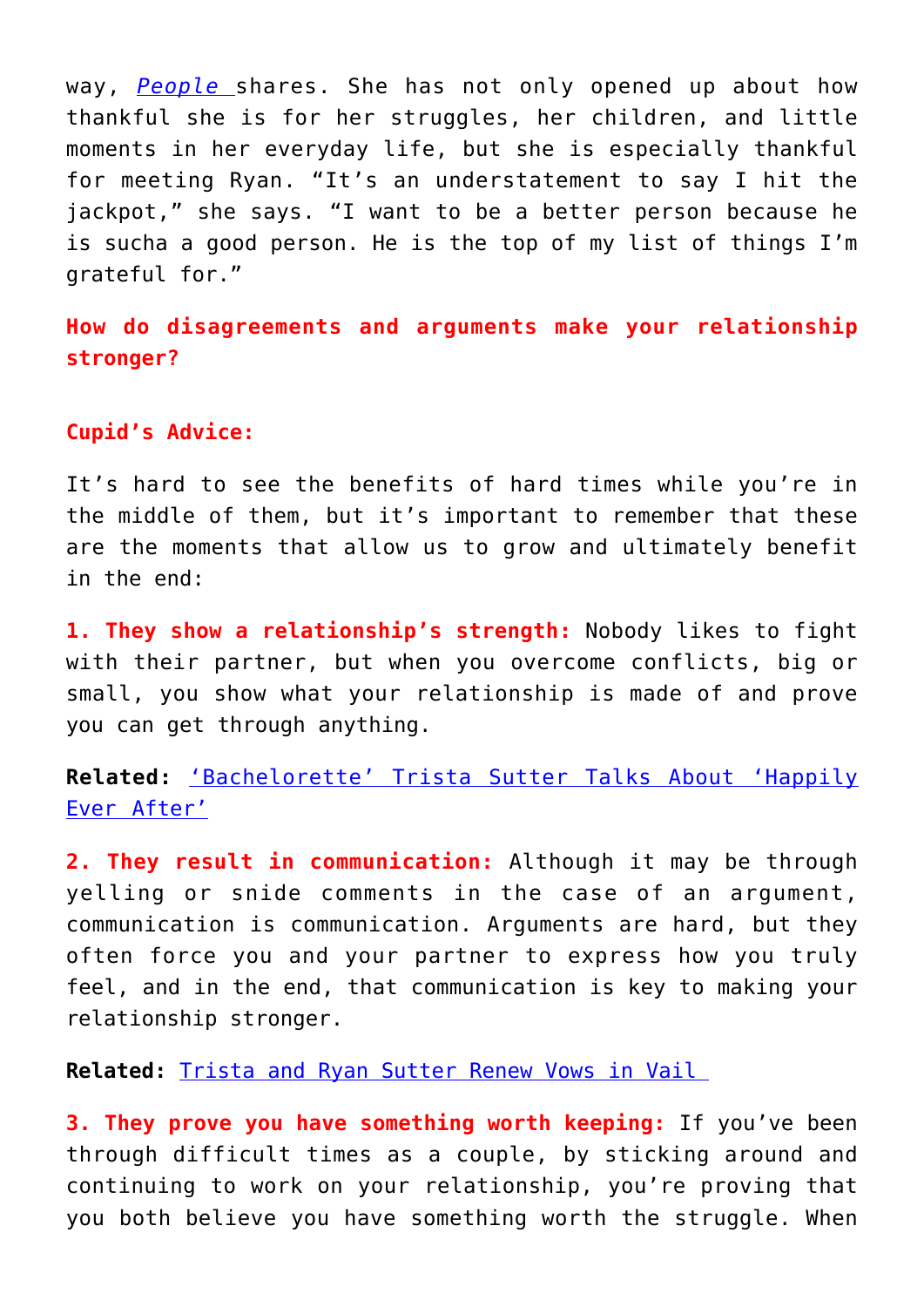way, *People* shares. She has not only opened up about how thankful she is for her struggles, her children, and little moments in her everyday life, but she is especially thankful for meeting Ryan. "It's an understatement to say I hit the jackpot," she says. "I want to be a better person because he is sucha a good person. He is the top of my list of things I'm grateful for."

**How do disagreements and arguments make your relationship stronger?**

**Cupid's Advice:**

It's hard to see the benefits of hard times while you're in the middle of them, but it's important to remember that these are the moments that allow us to grow and ultimately benefit in the end:

**1. They show a relationship's strength:** Nobody likes to fight with their partner, but when you overcome conflicts, big or small, you show what your relationship is made of and prove you can get through anything.

**Related:** 'Bachelorette' Trista Sutter Talks About 'Happily Ever After'

**2. They result in communication:** Although it may be through yelling or snide comments in the case of an argument, communication is communication. Arguments are hard, but they often force you and your partner to express how you truly feel, and in the end, that communication is key to making your relationship stronger.

**Related:** Trista and Ryan Sutter Renew Vows in Vail

**3. They prove you have something worth keeping:** If you've been through difficult times as a couple, by sticking around and continuing to work on your relationship, you're proving that you both believe you have something worth the struggle. When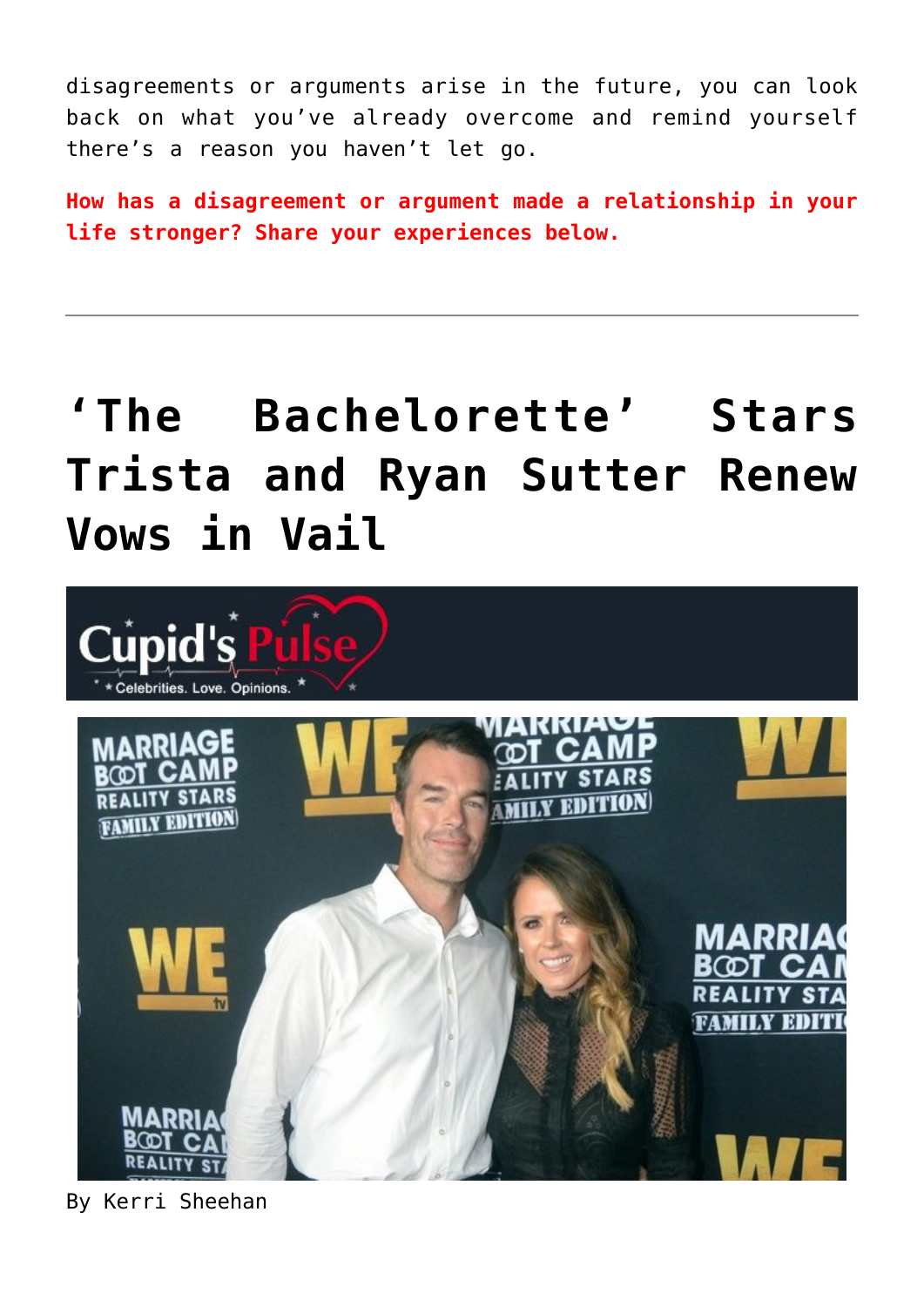disagreements or arguments arise in the future, you can look back on what you've already overcome and remind yourself there's a reason you haven't let go.

**How has a disagreement or argument made a relationship in your life stronger? Share your experiences below.**

---

# 'The Bachelorette' Stars Trista and Ryan Sutter Renew Vows in Vail

By Kerri Sheehan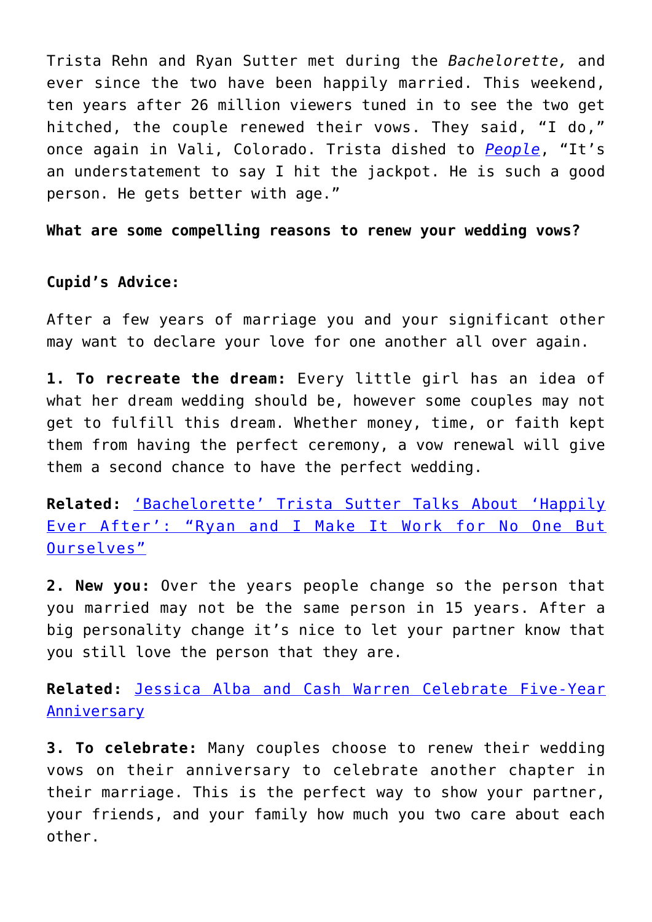Trista Rehn and Ryan Sutter met during the *Bachelorette,* and ever since the two have been happily married. This weekend, ten years after 26 million viewers tuned in to see the two get hitched, the couple renewed their vows. They said, "I do," once again in Vali, Colorado. Trista dished to *People*, "It's an understatement to say I hit the jackpot. He is such a good person. He gets better with age."

**What are some compelling reasons to renew your wedding vows?**

**Cupid's Advice:**

After a few years of marriage you and your significant other may want to declare your love for one another all over again.

**1. To recreate the dream:** Every little girl has an idea of what her dream wedding should be, however some couples may not get to fulfill this dream. Whether money, time, or faith kept them from having the perfect ceremony, a vow renewal will give them a second chance to have the perfect wedding.

**Related:** 'Bachelorette' Trista Sutter Talks About 'Happily Ever After': "Ryan and I Make It Work for No One But Ourselves"

**2. New you:** Over the years people change so the person that you married may not be the same person in 15 years. After a big personality change it's nice to let your partner know that you still love the person that they are.

**Related:** Jessica Alba and Cash Warren Celebrate Five-Year Anniversary

**3. To celebrate:** Many couples choose to renew their wedding vows on their anniversary to celebrate another chapter in their marriage. This is the perfect way to show your partner, your friends, and your family how much you two care about each other.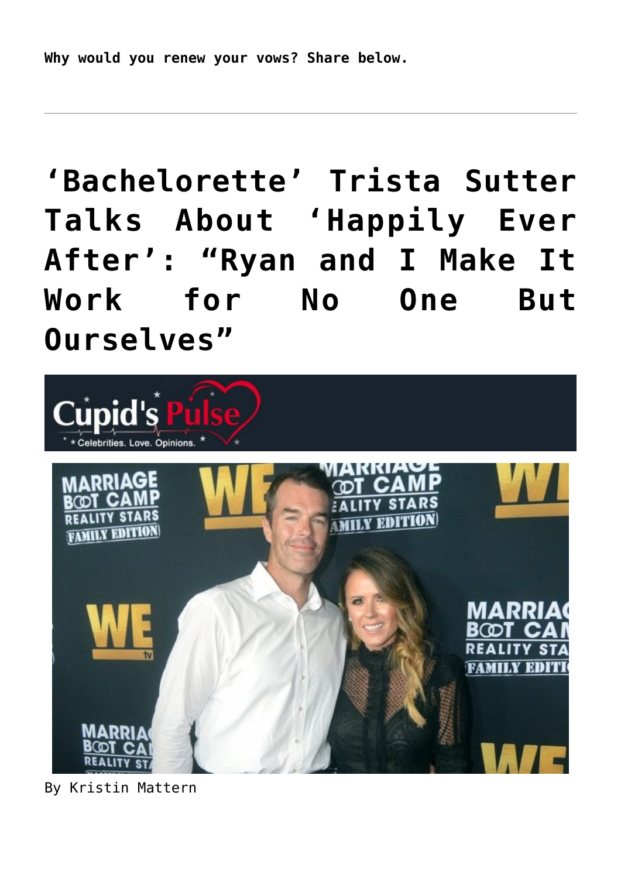**Why would you renew your vows? Share below.**

---

# 'Bachelorette' Trista Sutter Talks About 'Happily Ever After': "Ryan and I Make It Work for No One But Ourselves"

By Kristin Mattern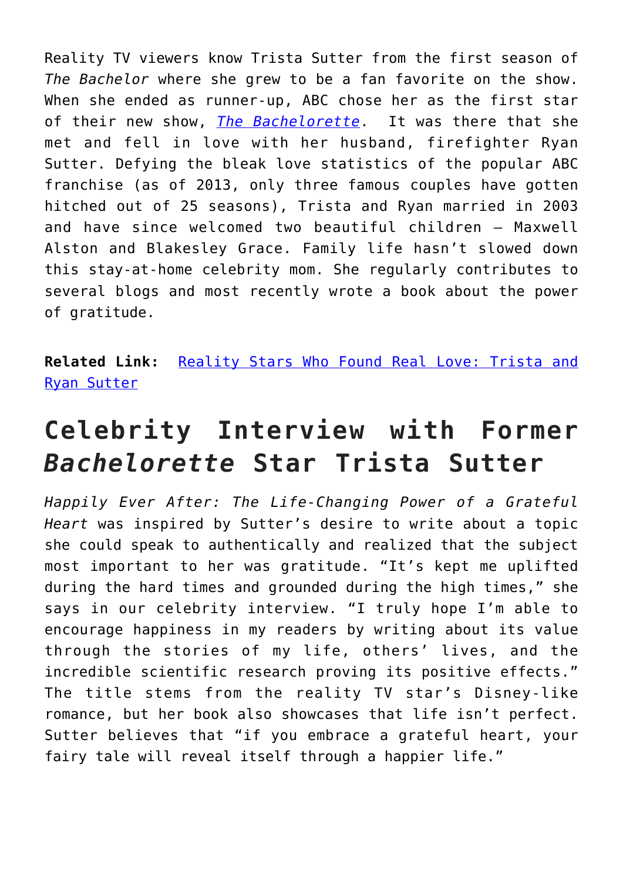Reality TV viewers know Trista Sutter from the first season of *The Bachelor* where she grew to be a fan favorite on the show. When she ended as runner-up, ABC chose her as the first star of their new show, [*The Bachelorette*](). It was there that she met and fell in love with her husband, firefighter Ryan Sutter. Defying the bleak love statistics of the popular ABC franchise (as of 2013, only three famous couples have gotten hitched out of 25 seasons), Trista and Ryan married in 2003 and have since welcomed two beautiful children – Maxwell Alston and Blakesley Grace. Family life hasn't slowed down this stay-at-home celebrity mom. She regularly contributes to several blogs and most recently wrote a book about the power of gratitude.

**Related Link:** [Reality Stars Who Found Real Love: Trista and Ryan Sutter]()

## Celebrity Interview with Former *Bachelorette* Star Trista Sutter

*Happily Ever After: The Life-Changing Power of a Grateful Heart* was inspired by Sutter's desire to write about a topic she could speak to authentically and realized that the subject most important to her was gratitude. "It's kept me uplifted during the hard times and grounded during the high times," she says in our celebrity interview. "I truly hope I'm able to encourage happiness in my readers by writing about its value through the stories of my life, others' lives, and the incredible scientific research proving its positive effects." The title stems from the reality TV star's Disney-like romance, but her book also showcases that life isn't perfect. Sutter believes that "if you embrace a grateful heart, your fairy tale will reveal itself through a happier life."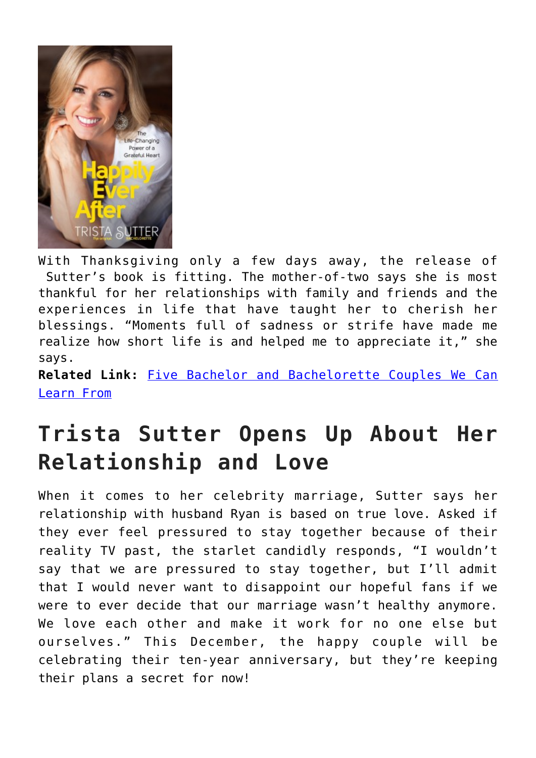With Thanksgiving only a few days away, the release of Sutter's book is fitting. The mother-of-two says she is most thankful for her relationships with family and friends and the experiences in life that have taught her to cherish her blessings. "Moments full of sadness or strife have made me realize how short life is and helped me to appreciate it," she says.

**Related Link:** Five Bachelor and Bachelorette Couples We Can Learn From

## Trista Sutter Opens Up About Her Relationship and Love

When it comes to her celebrity marriage, Sutter says her relationship with husband Ryan is based on true love. Asked if they ever feel pressured to stay together because of their reality TV past, the starlet candidly responds, "I wouldn't say that we are pressured to stay together, but I'll admit that I would never want to disappoint our hopeful fans if we were to ever decide that our marriage wasn't healthy anymore. We love each other and make it work for no one else but ourselves." This December, the happy couple will be celebrating their ten-year anniversary, but they're keeping their plans a secret for now!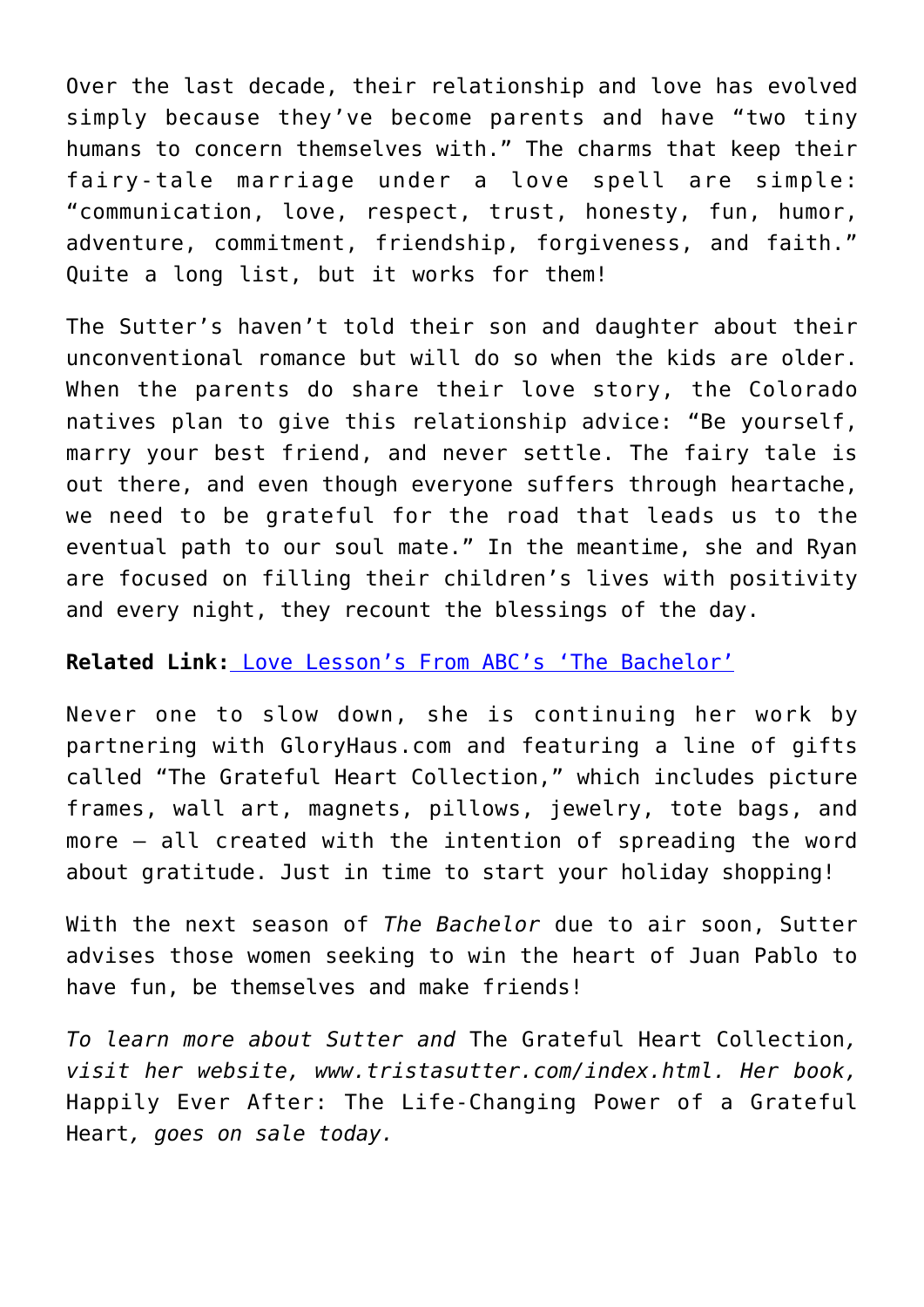Over the last decade, their relationship and love has evolved simply because they've become parents and have "two tiny humans to concern themselves with." The charms that keep their fairy-tale marriage under a love spell are simple: "communication, love, respect, trust, honesty, fun, humor, adventure, commitment, friendship, forgiveness, and faith." Quite a long list, but it works for them!

The Sutter's haven't told their son and daughter about their unconventional romance but will do so when the kids are older. When the parents do share their love story, the Colorado natives plan to give this relationship advice: "Be yourself, marry your best friend, and never settle. The fairy tale is out there, and even though everyone suffers through heartache, we need to be grateful for the road that leads us to the eventual path to our soul mate." In the meantime, she and Ryan are focused on filling their children's lives with positivity and every night, they recount the blessings of the day.

**Related Link:** Love Lesson's From ABC's 'The Bachelor'

Never one to slow down, she is continuing her work by partnering with GloryHaus.com and featuring a line of gifts called "The Grateful Heart Collection," which includes picture frames, wall art, magnets, pillows, jewelry, tote bags, and more – all created with the intention of spreading the word about gratitude. Just in time to start your holiday shopping!

With the next season of *The Bachelor* due to air soon, Sutter advises those women seeking to win the heart of Juan Pablo to have fun, be themselves and make friends!

*To learn more about Sutter and* The Grateful Heart Collection*, visit her website, www.tristasutter.com/index.html. Her book,* Happily Ever After: The Life-Changing Power of a Grateful Heart*, goes on sale today.*